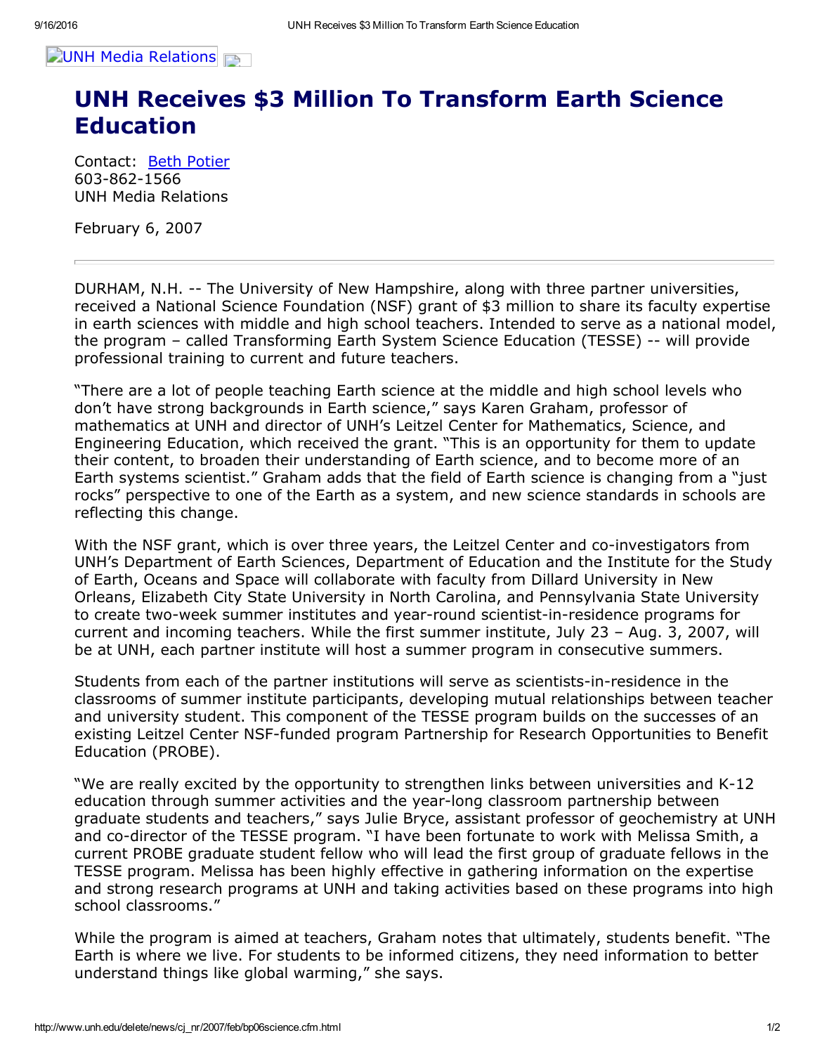UNH Media Relations

# UNH Receives $3 Million To Transform Earth Science Education

Contact: Beth Potier
603-862-1566
UNH Media Relations

February 6, 2007

---

DURHAM, N.H. -- The University of New Hampshire, along with three partner universities, received a National Science Foundation (NSF) grant of $3 million to share its faculty expertise in earth sciences with middle and high school teachers. Intended to serve as a national model, the program – called Transforming Earth System Science Education (TESSE) -- will provide professional training to current and future teachers.

"There are a lot of people teaching Earth science at the middle and high school levels who don't have strong backgrounds in Earth science," says Karen Graham, professor of mathematics at UNH and director of UNH's Leitzel Center for Mathematics, Science, and Engineering Education, which received the grant. "This is an opportunity for them to update their content, to broaden their understanding of Earth science, and to become more of an Earth systems scientist." Graham adds that the field of Earth science is changing from a "just rocks" perspective to one of the Earth as a system, and new science standards in schools are reflecting this change.

With the NSF grant, which is over three years, the Leitzel Center and co-investigators from UNH's Department of Earth Sciences, Department of Education and the Institute for the Study of Earth, Oceans and Space will collaborate with faculty from Dillard University in New Orleans, Elizabeth City State University in North Carolina, and Pennsylvania State University to create two-week summer institutes and year-round scientist-in-residence programs for current and incoming teachers. While the first summer institute, July 23 – Aug. 3, 2007, will be at UNH, each partner institute will host a summer program in consecutive summers.

Students from each of the partner institutions will serve as scientists-in-residence in the classrooms of summer institute participants, developing mutual relationships between teacher and university student. This component of the TESSE program builds on the successes of an existing Leitzel Center NSF-funded program Partnership for Research Opportunities to Benefit Education (PROBE).

"We are really excited by the opportunity to strengthen links between universities and K-12 education through summer activities and the year-long classroom partnership between graduate students and teachers," says Julie Bryce, assistant professor of geochemistry at UNH and co-director of the TESSE program. "I have been fortunate to work with Melissa Smith, a current PROBE graduate student fellow who will lead the first group of graduate fellows in the TESSE program. Melissa has been highly effective in gathering information on the expertise and strong research programs at UNH and taking activities based on these programs into high school classrooms."

While the program is aimed at teachers, Graham notes that ultimately, students benefit. "The Earth is where we live. For students to be informed citizens, they need information to better understand things like global warming," she says.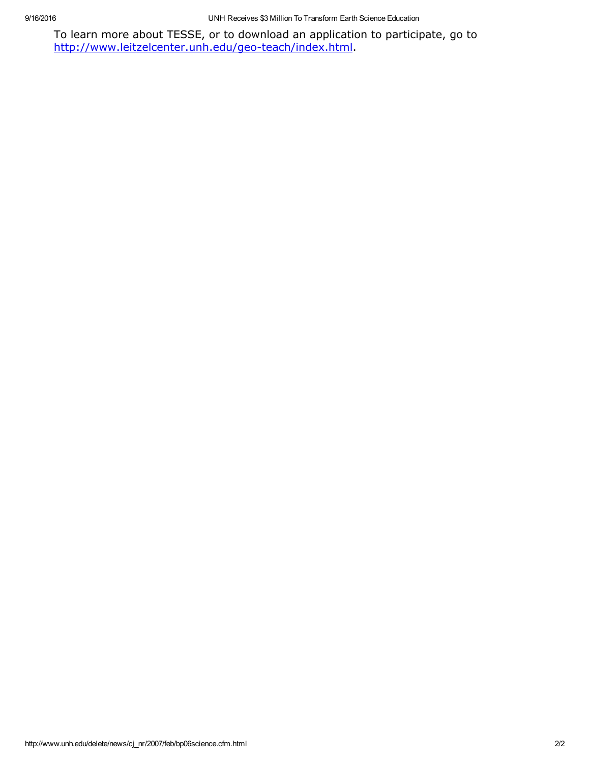To learn more about TESSE, or to download an application to participate, go to [http://www.leitzelcenter.unh.edu/geo-teach/index.html](http://www.leitzelcenter.unh.edu/geo-teach/index.html).